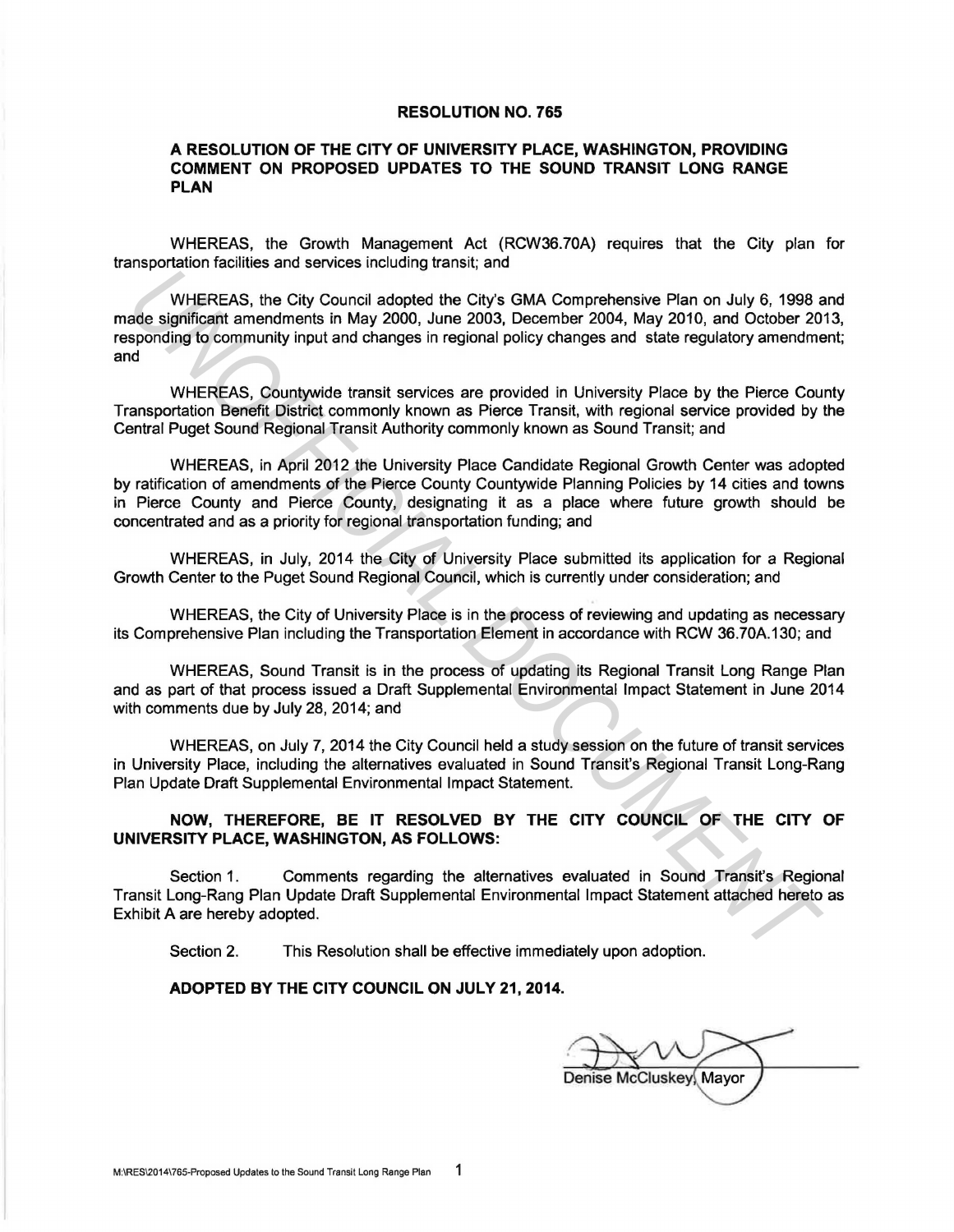# RESOLUTION NO. 765

## A RESOLUTION OF THE CITY OF UNIVERSITY PLACE, WASHINGTON, PROVIDING COMMENT ON PROPOSED UPDATES TO THE SOUND TRANSIT LONG RANGE PLAN

WHEREAS, the Growth Management Act (RCW36.70A) requires that the City plan for transportation facilities and services including transit; and

WHEREAS, the City Council adopted the City's GMA Comprehensive Plan on July 6, 1998 and made significant amendments in May 2000, June 2003, December 2004, May 2010, and October 2013, responding to community input and changes in regional policy changes and state regulatory amendment; and

WHEREAS, Countywide transit services are provided in University Place by the Pierce County Transportation Benefit District commonly known as Pierce Transit, with regional service provided by the Central Puget Sound Regional Transit Authority commonly known as Sound Transit; and

WHEREAS, in April 2012 the University Place Candidate Regional Growth Center was adopted by ratification of amendments of the Pierce County Countywide Planning Policies by 14 cities and towns in Pierce County and Pierce County, designating it as a place where future growth should be concentrated and as a priority for regional transportation funding; and

WHEREAS, in July, 2014 the City of University Place submitted its application for a Regional Growth Center to the Puget Sound Regional Council, which is currently under consideration; and

WHEREAS, the City of University Place is in the process of reviewing and updating as necessary its Comprehensive Plan including the Transportation Element in accordance with RCW 36.70A.130; and

WHEREAS, Sound Transit is in the process of updating its Regional Transit Long Range Plan and as part of that process issued a Draft Supplemental Environmental Impact Statement in June 2014 with comments due by July 28, 2014; and

WHEREAS, on July 7, 2014 the City Council held a study session on the future of transit services in University Place, including the alternatives evaluated in Sound Transit's Regional Transit Long-Rang Plan Update Draft Supplemental Environmental Impact Statement.

**NOW, THEREFORE, BE IT RESOLVED BY THE CITY COUNCIL OF THE CITY OF UNIVERSITY PLACE, WASHINGTON, AS FOLLOWS:**

Section 1. Comments regarding the alternatives evaluated in Sound Transit's Regional Transit Long-Rang Plan Update Draft Supplemental Environmental Impact Statement attached hereto as Exhibit A are hereby adopted.

Section 2. This Resolution shall be effective immediately upon adoption.

**ADOPTED BY THE CITY COUNCIL ON JULY 21, 2014.**

Denise McCluskey, Mayor

M:\RES\2014\765-Proposed Updates to the Sound Transit Long Range Plan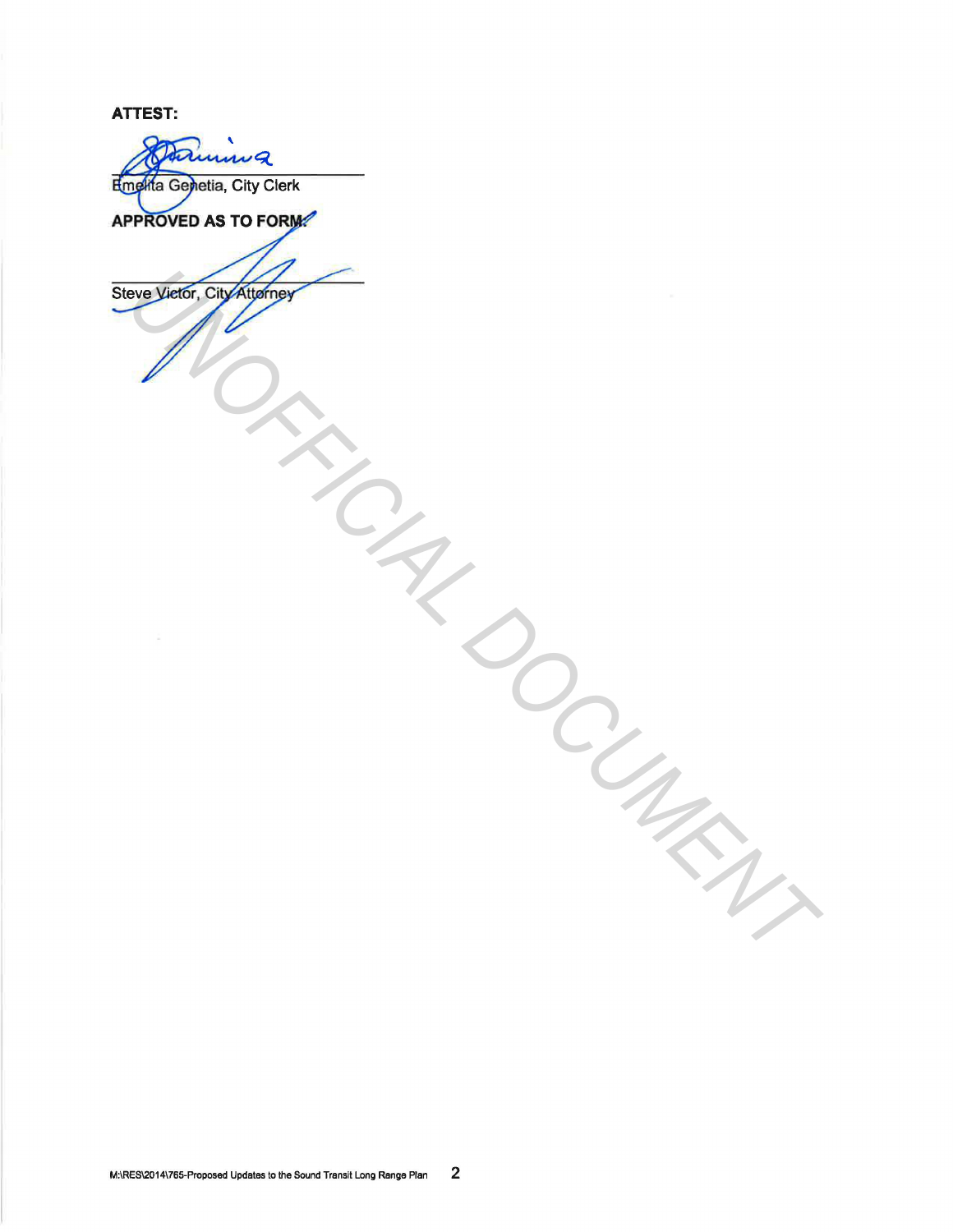**ATTEST:**

Emelita Genetia, City Clerk

**APPROVED AS TO FORM:**

Steve Victor, City Attorney

UNOFFICIAL DOCUMENT

M:\RES\2014\765-Proposed Updates to the Sound Transit Long Range Plan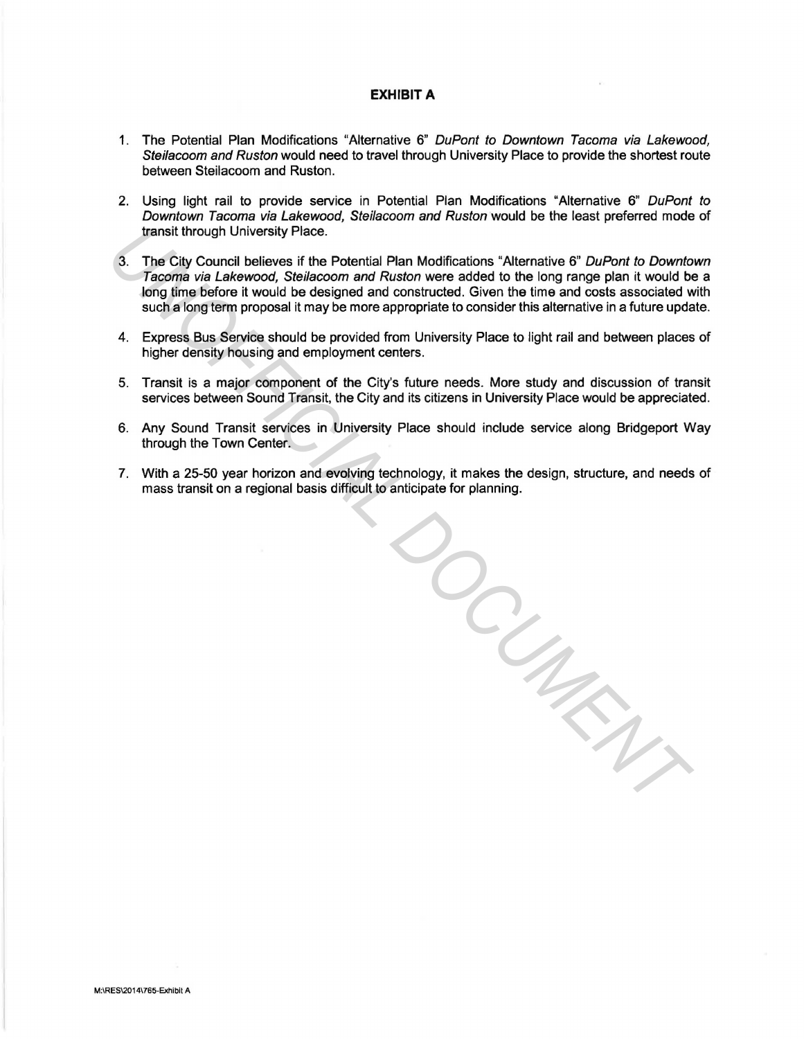# EXHIBIT A

1. The Potential Plan Modifications "Alternative 6" *DuPont to Downtown Tacoma via Lakewood, Steilacoom and Ruston* would need to travel through University Place to provide the shortest route between Steilacoom and Ruston.

2. Using light rail to provide service in Potential Plan Modifications "Alternative 6" *DuPont to Downtown Tacoma via Lakewood, Steilacoom and Ruston* would be the least preferred mode of transit through University Place.

3. The City Council believes if the Potential Plan Modifications "Alternative 6" *DuPont to Downtown Tacoma via Lakewood, Steilacoom and Ruston* were added to the long range plan it would be a long time before it would be designed and constructed. Given the time and costs associated with such a long term proposal it may be more appropriate to consider this alternative in a future update.

4. Express Bus Service should be provided from University Place to light rail and between places of higher density housing and employment centers.

5. Transit is a major component of the City's future needs. More study and discussion of transit services between Sound Transit, the City and its citizens in University Place would be appreciated.

6. Any Sound Transit services in University Place should include service along Bridgeport Way through the Town Center.

7. With a 25-50 year horizon and evolving technology, it makes the design, structure, and needs of mass transit on a regional basis difficult to anticipate for planning.

M:\RES\2014\765-Exhibit A